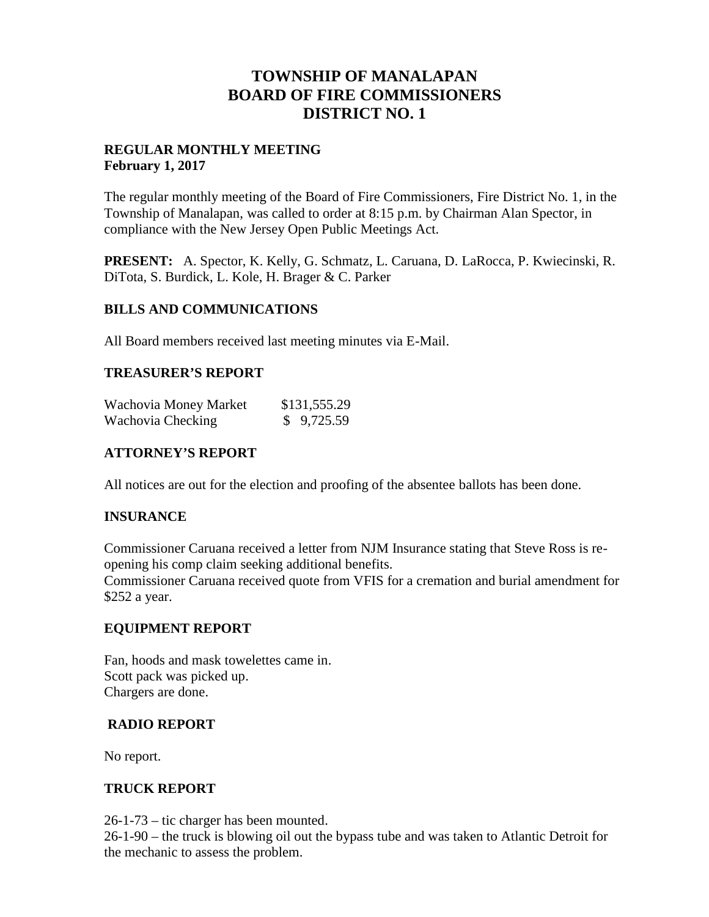# TOWNSHIP OF MANALAPAN
# BOARD OF FIRE COMMISSIONERS
# DISTRICT NO. 1

**REGULAR MONTHLY MEETING**
**February 1, 2017**

The regular monthly meeting of the Board of Fire Commissioners, Fire District No. 1, in the Township of Manalapan, was called to order at 8:15 p.m. by Chairman Alan Spector, in compliance with the New Jersey Open Public Meetings Act.

**PRESENT:** A. Spector, K. Kelly, G. Schmatz, L. Caruana, D. LaRocca, P. Kwiecinski, R. DiTota, S. Burdick, L. Kole, H. Brager & C. Parker

## BILLS AND COMMUNICATIONS

All Board members received last meeting minutes via E-Mail.

## TREASURER'S REPORT

| | |
|---|---|
| Wachovia Money Market | $131,555.29 |
| Wachovia Checking | $ 9,725.59 |

## ATTORNEY'S REPORT

All notices are out for the election and proofing of the absentee ballots has been done.

## INSURANCE

Commissioner Caruana received a letter from NJM Insurance stating that Steve Ross is re-opening his comp claim seeking additional benefits.
Commissioner Caruana received quote from VFIS for a cremation and burial amendment for $252 a year.

## EQUIPMENT REPORT

Fan, hoods and mask towelettes came in.
Scott pack was picked up.
Chargers are done.

## RADIO REPORT

No report.

## TRUCK REPORT

26-1-73 – tic charger has been mounted.
26-1-90 – the truck is blowing oil out the bypass tube and was taken to Atlantic Detroit for the mechanic to assess the problem.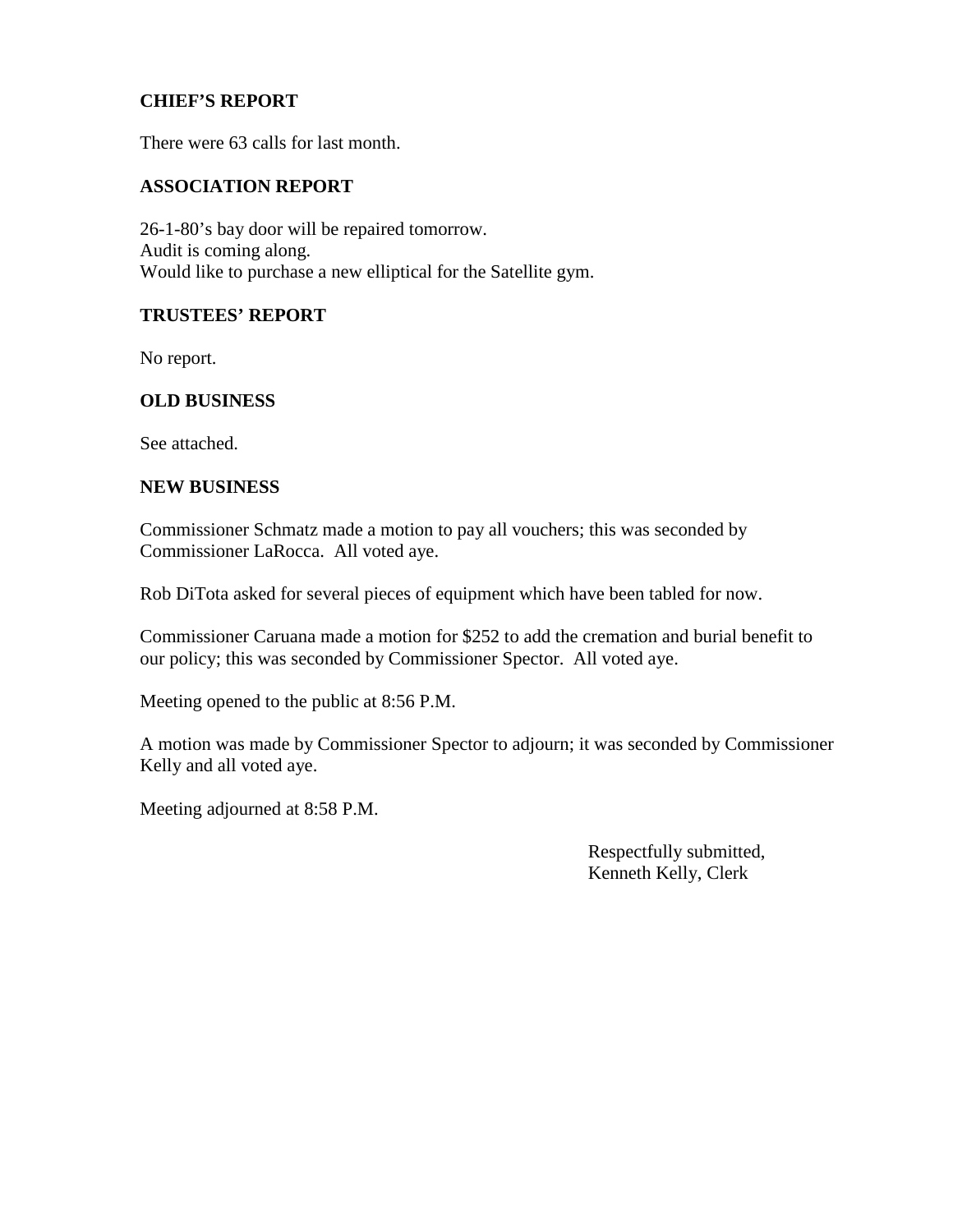**CHIEF'S REPORT**

There were 63 calls for last month.

**ASSOCIATION REPORT**

26-1-80's bay door will be repaired tomorrow.
Audit is coming along.
Would like to purchase a new elliptical for the Satellite gym.

**TRUSTEES' REPORT**

No report.

**OLD BUSINESS**

See attached.

**NEW BUSINESS**

Commissioner Schmatz made a motion to pay all vouchers; this was seconded by Commissioner LaRocca. All voted aye.

Rob DiTota asked for several pieces of equipment which have been tabled for now.

Commissioner Caruana made a motion for $252 to add the cremation and burial benefit to our policy; this was seconded by Commissioner Spector. All voted aye.

Meeting opened to the public at 8:56 P.M.

A motion was made by Commissioner Spector to adjourn; it was seconded by Commissioner Kelly and all voted aye.

Meeting adjourned at 8:58 P.M.

Respectfully submitted,
Kenneth Kelly, Clerk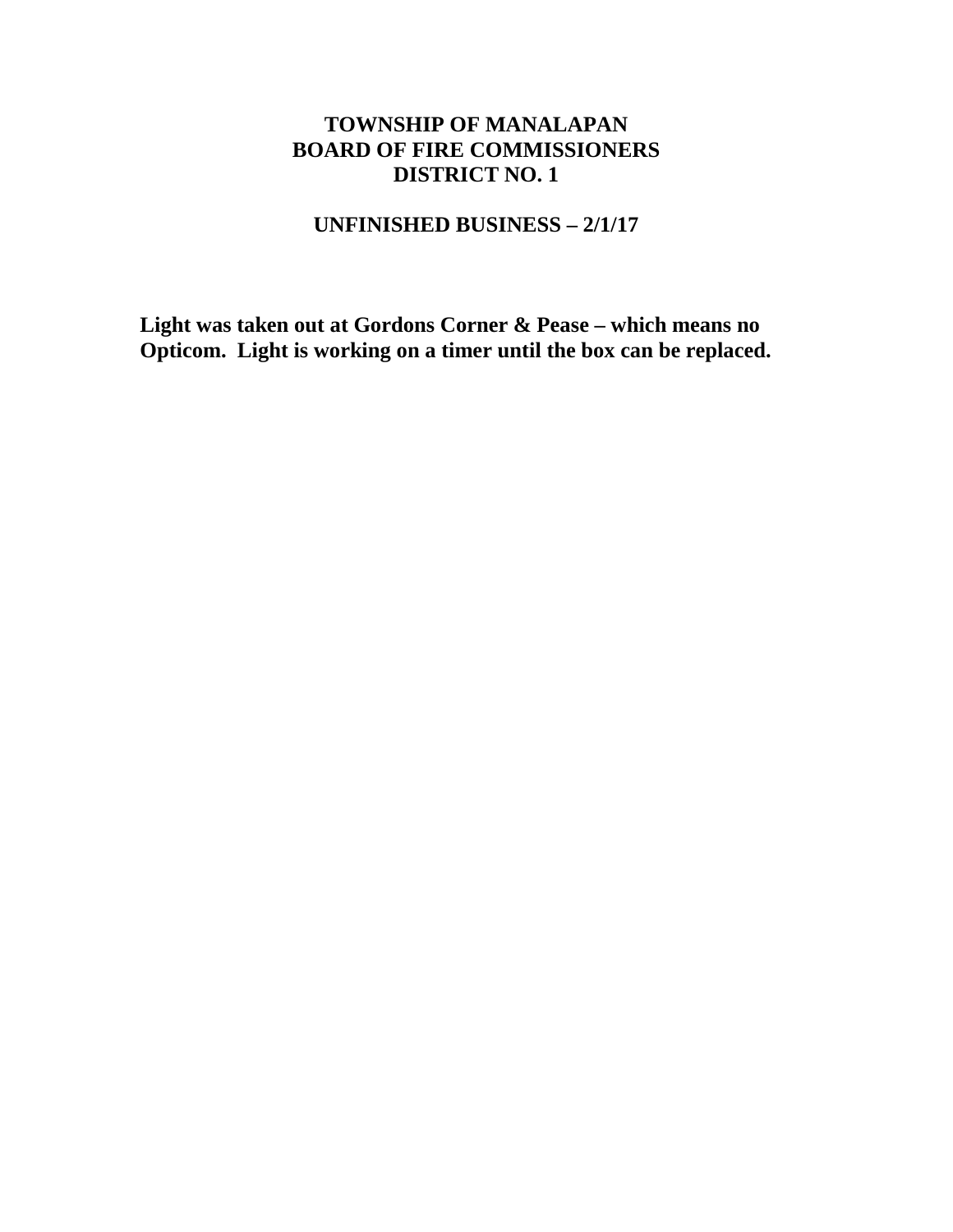**TOWNSHIP OF MANALAPAN**
**BOARD OF FIRE COMMISSIONERS**
**DISTRICT NO. 1**

**UNFINISHED BUSINESS – 2/1/17**

**Light was taken out at Gordons Corner & Pease – which means no Opticom. Light is working on a timer until the box can be replaced.**